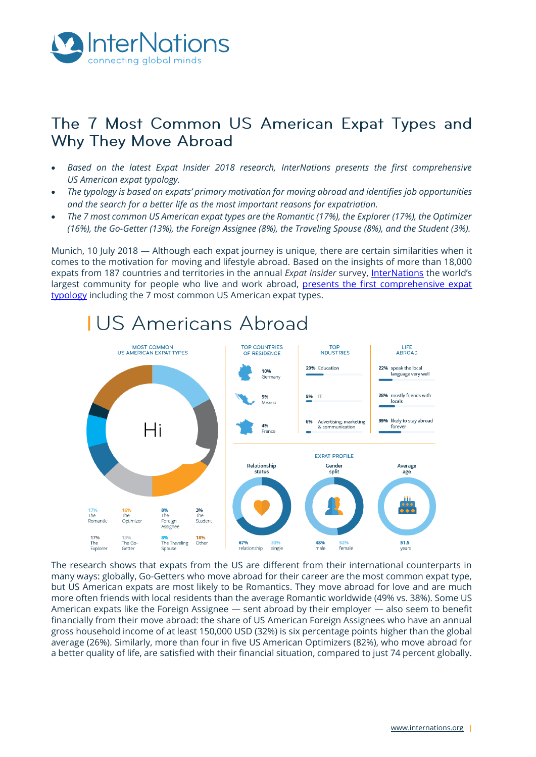# The 7 Most Common US American Expat Types and Why They Move Abroad

- *Based on the latest Expat Insider 2018 research, InterNations presents the first comprehensive US American expat typology.*
- *The typology is based on expats' primary motivation for moving abroad and identifies job opportunities and the search for a better life as the most important reasons for expatriation.*
- *The 7 most common US American expat types are the Romantic (17%), the Explorer (17%), the Optimizer (16%), the Go-Getter (13%), the Foreign Assignee (8%), the Traveling Spouse (8%), and the Student (3%).*

Munich, 10 July 2018 — Although each expat journey is unique, there are certain similarities when it comes to the motivation for moving and lifestyle abroad. Based on the insights of more than 18,000 expats from 187 countries and territories in the annual *Expat Insider* survey, InterNations the world's largest community for people who live and work abroad, presents the first comprehensive expat typology including the 7 most common US American expat types.

## US Americans Abroad

**MOST COMMON US AMERICAN EXPAT TYPES**

- 17% The Romantic
- 16% The Optimizer
- 8% The Foreign Assignee
- 3% The Student
- 17% The Explorer
- 13% The Go-Getter
- 8% The Traveling Spouse
- 18% Other

**TOP COUNTRIES OF RESIDENCE**

- 10% Germany
- 5% Mexico
- 4% France

**TOP INDUSTRIES**

- 29% Education
- 8% IT
- 6% Advertising, marketing & communication

**LIFE ABROAD**

- 22% speak the local language very well
- 28% mostly friends with locals
- 39% likely to stay abroad forever

**EXPAT PROFILE**

- Relationship status: 67% relationship, 33% single
- Gender split: 48% male, 52% female
- Average age: 51.5 years

The research shows that expats from the US are different from their international counterparts in many ways: globally, Go-Getters who move abroad for their career are the most common expat type, but US American expats are most likely to be Romantics. They move abroad for love and are much more often friends with local residents than the average Romantic worldwide (49% vs. 38%). Some US American expats like the Foreign Assignee — sent abroad by their employer — also seem to benefit financially from their move abroad: the share of US American Foreign Assignees who have an annual gross household income of at least 150,000 USD (32%) is six percentage points higher than the global average (26%). Similarly, more than four in five US American Optimizers (82%), who move abroad for a better quality of life, are satisfied with their financial situation, compared to just 74 percent globally.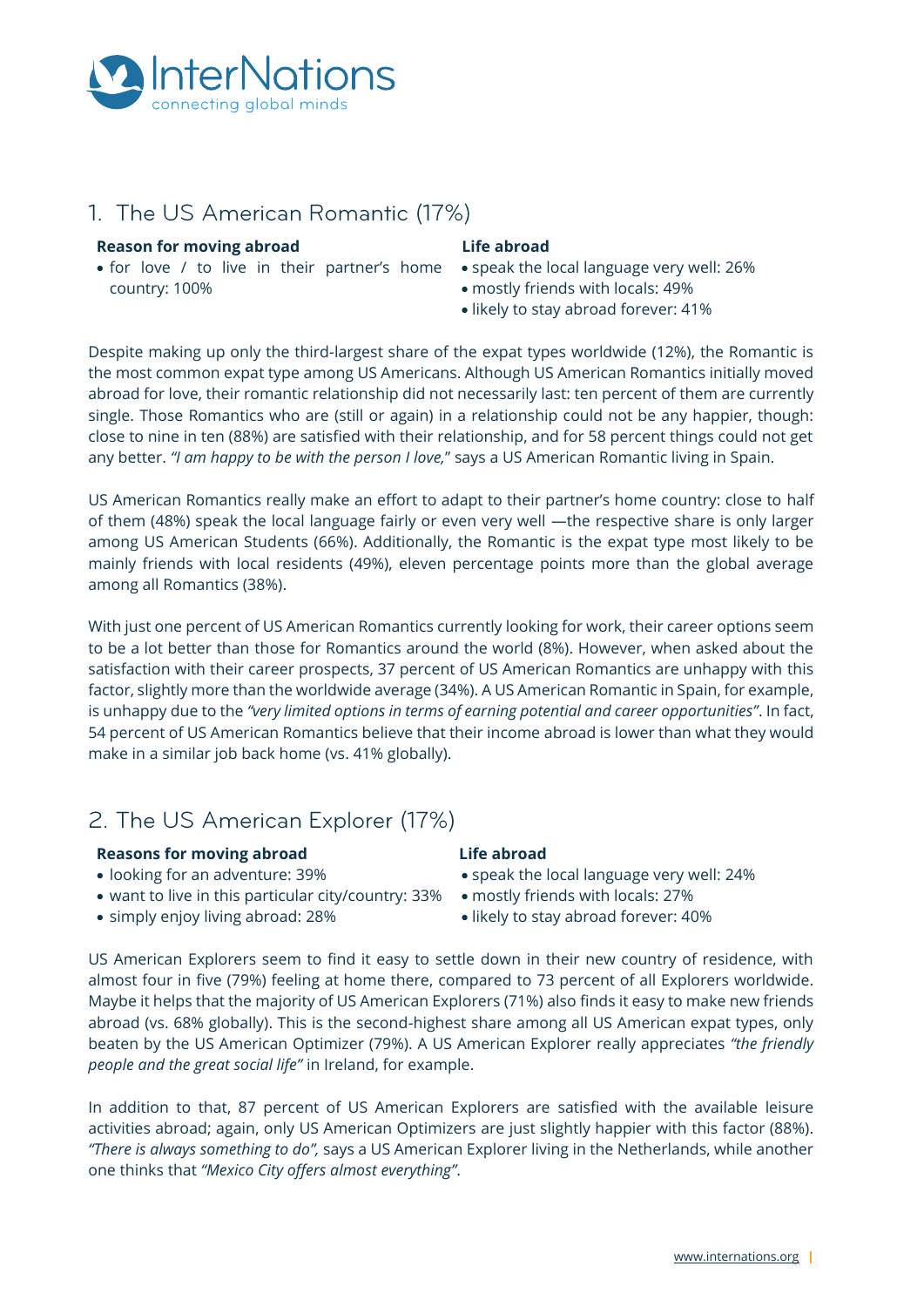## 1. The US American Romantic (17%)

**Reason for moving abroad**

- for love / to live in their partner's home country: 100%

**Life abroad**

- speak the local language very well: 26%
- mostly friends with locals: 49%
- likely to stay abroad forever: 41%

Despite making up only the third-largest share of the expat types worldwide (12%), the Romantic is the most common expat type among US Americans. Although US American Romantics initially moved abroad for love, their romantic relationship did not necessarily last: ten percent of them are currently single. Those Romantics who are (still or again) in a relationship could not be any happier, though: close to nine in ten (88%) are satisfied with their relationship, and for 58 percent things could not get any better. *"I am happy to be with the person I love,"* says a US American Romantic living in Spain.

US American Romantics really make an effort to adapt to their partner's home country: close to half of them (48%) speak the local language fairly or even very well —the respective share is only larger among US American Students (66%). Additionally, the Romantic is the expat type most likely to be mainly friends with local residents (49%), eleven percentage points more than the global average among all Romantics (38%).

With just one percent of US American Romantics currently looking for work, their career options seem to be a lot better than those for Romantics around the world (8%). However, when asked about the satisfaction with their career prospects, 37 percent of US American Romantics are unhappy with this factor, slightly more than the worldwide average (34%). A US American Romantic in Spain, for example, is unhappy due to the *"very limited options in terms of earning potential and career opportunities"*. In fact, 54 percent of US American Romantics believe that their income abroad is lower than what they would make in a similar job back home (vs. 41% globally).

## 2. The US American Explorer (17%)

**Reasons for moving abroad**

- looking for an adventure: 39%
- want to live in this particular city/country: 33%
- simply enjoy living abroad: 28%

**Life abroad**

- speak the local language very well: 24%
- mostly friends with locals: 27%
- likely to stay abroad forever: 40%

US American Explorers seem to find it easy to settle down in their new country of residence, with almost four in five (79%) feeling at home there, compared to 73 percent of all Explorers worldwide. Maybe it helps that the majority of US American Explorers (71%) also finds it easy to make new friends abroad (vs. 68% globally). This is the second-highest share among all US American expat types, only beaten by the US American Optimizer (79%). A US American Explorer really appreciates *"the friendly people and the great social life"* in Ireland, for example.

In addition to that, 87 percent of US American Explorers are satisfied with the available leisure activities abroad; again, only US American Optimizers are just slightly happier with this factor (88%). *"There is always something to do"*, says a US American Explorer living in the Netherlands, while another one thinks that *"Mexico City offers almost everything"*.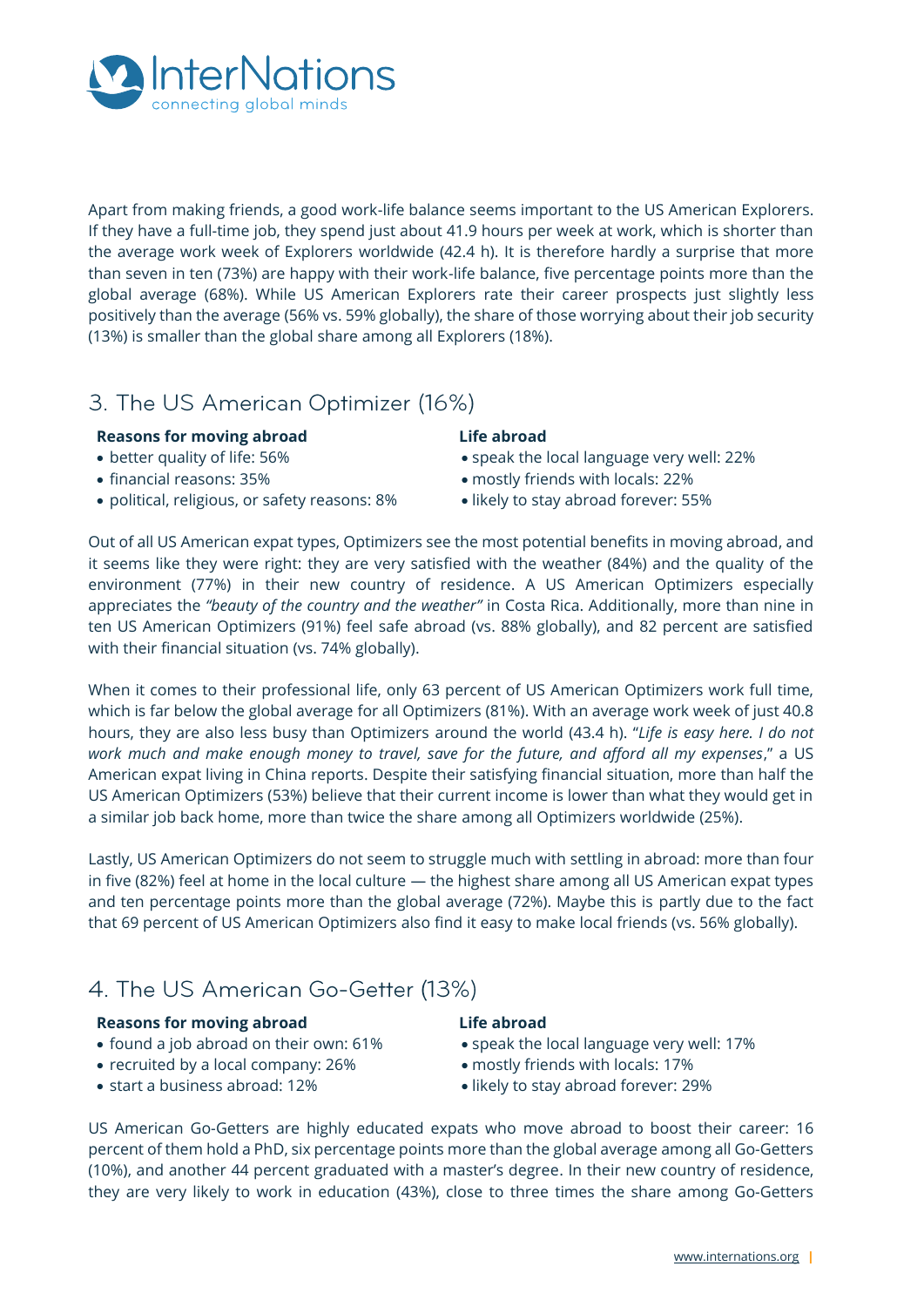Apart from making friends, a good work-life balance seems important to the US American Explorers. If they have a full-time job, they spend just about 41.9 hours per week at work, which is shorter than the average work week of Explorers worldwide (42.4 h). It is therefore hardly a surprise that more than seven in ten (73%) are happy with their work-life balance, five percentage points more than the global average (68%). While US American Explorers rate their career prospects just slightly less positively than the average (56% vs. 59% globally), the share of those worrying about their job security (13%) is smaller than the global share among all Explorers (18%).

## 3. The US American Optimizer (16%)

**Reasons for moving abroad**

- better quality of life: 56%
- financial reasons: 35%
- political, religious, or safety reasons: 8%

**Life abroad**

- speak the local language very well: 22%
- mostly friends with locals: 22%
- likely to stay abroad forever: 55%

Out of all US American expat types, Optimizers see the most potential benefits in moving abroad, and it seems like they were right: they are very satisfied with the weather (84%) and the quality of the environment (77%) in their new country of residence. A US American Optimizers especially appreciates the *"beauty of the country and the weather"* in Costa Rica. Additionally, more than nine in ten US American Optimizers (91%) feel safe abroad (vs. 88% globally), and 82 percent are satisfied with their financial situation (vs. 74% globally).

When it comes to their professional life, only 63 percent of US American Optimizers work full time, which is far below the global average for all Optimizers (81%). With an average work week of just 40.8 hours, they are also less busy than Optimizers around the world (43.4 h). "*Life is easy here. I do not work much and make enough money to travel, save for the future, and afford all my expenses*," a US American expat living in China reports. Despite their satisfying financial situation, more than half the US American Optimizers (53%) believe that their current income is lower than what they would get in a similar job back home, more than twice the share among all Optimizers worldwide (25%).

Lastly, US American Optimizers do not seem to struggle much with settling in abroad: more than four in five (82%) feel at home in the local culture — the highest share among all US American expat types and ten percentage points more than the global average (72%). Maybe this is partly due to the fact that 69 percent of US American Optimizers also find it easy to make local friends (vs. 56% globally).

## 4. The US American Go-Getter (13%)

**Reasons for moving abroad**

- found a job abroad on their own: 61%
- recruited by a local company: 26%
- start a business abroad: 12%

**Life abroad**

- speak the local language very well: 17%
- mostly friends with locals: 17%
- likely to stay abroad forever: 29%

US American Go-Getters are highly educated expats who move abroad to boost their career: 16 percent of them hold a PhD, six percentage points more than the global average among all Go-Getters (10%), and another 44 percent graduated with a master's degree. In their new country of residence, they are very likely to work in education (43%), close to three times the share among Go-Getters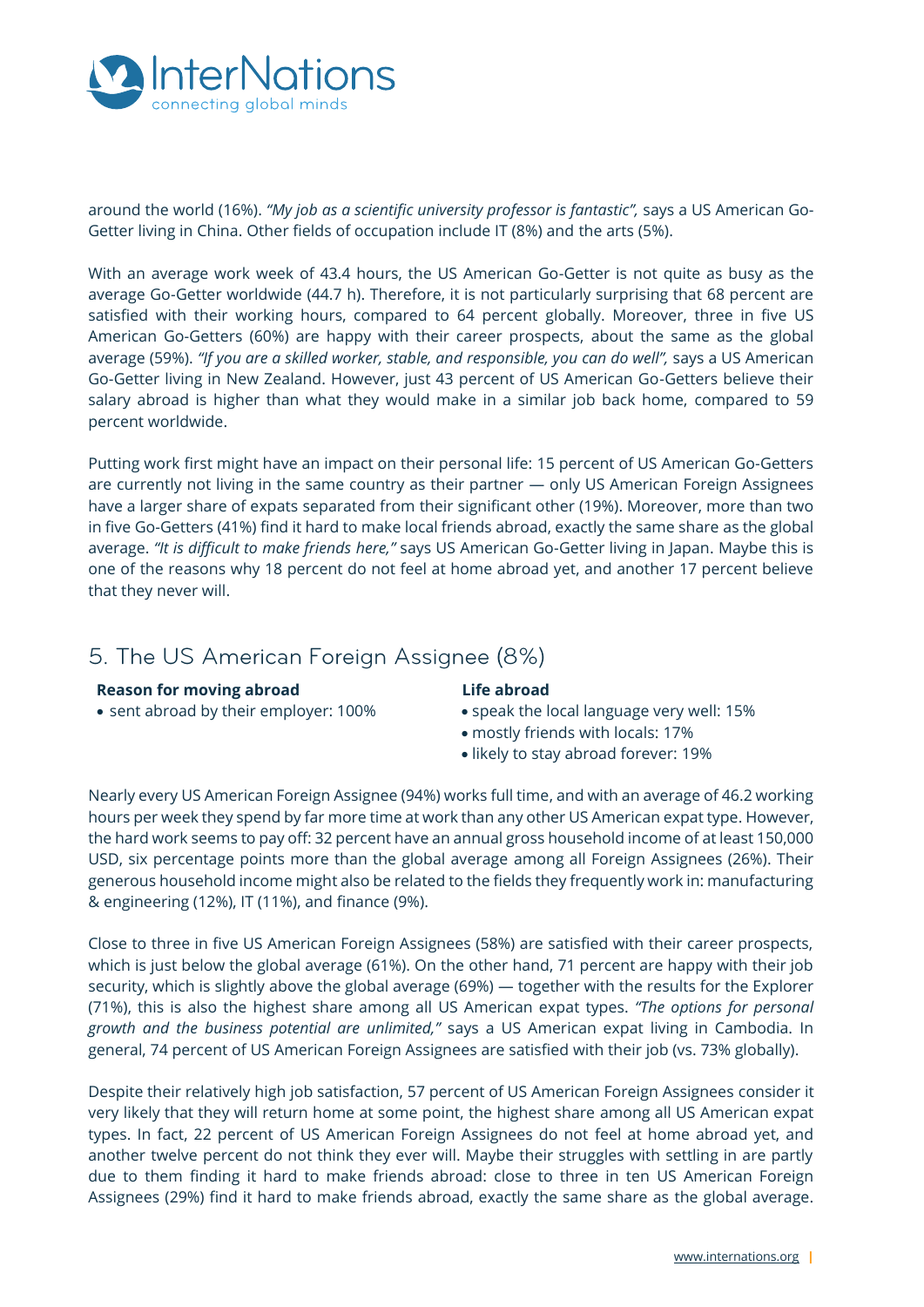around the world (16%). *"My job as a scientific university professor is fantastic",* says a US American Go-Getter living in China. Other fields of occupation include IT (8%) and the arts (5%).

With an average work week of 43.4 hours, the US American Go-Getter is not quite as busy as the average Go-Getter worldwide (44.7 h). Therefore, it is not particularly surprising that 68 percent are satisfied with their working hours, compared to 64 percent globally. Moreover, three in five US American Go-Getters (60%) are happy with their career prospects, about the same as the global average (59%). *"If you are a skilled worker, stable, and responsible, you can do well",* says a US American Go-Getter living in New Zealand. However, just 43 percent of US American Go-Getters believe their salary abroad is higher than what they would make in a similar job back home, compared to 59 percent worldwide.

Putting work first might have an impact on their personal life: 15 percent of US American Go-Getters are currently not living in the same country as their partner — only US American Foreign Assignees have a larger share of expats separated from their significant other (19%). Moreover, more than two in five Go-Getters (41%) find it hard to make local friends abroad, exactly the same share as the global average. *"It is difficult to make friends here,"* says US American Go-Getter living in Japan. Maybe this is one of the reasons why 18 percent do not feel at home abroad yet, and another 17 percent believe that they never will.

## 5. The US American Foreign Assignee (8%)

**Reason for moving abroad**

- sent abroad by their employer: 100%

**Life abroad**

- speak the local language very well: 15%
- mostly friends with locals: 17%
- likely to stay abroad forever: 19%

Nearly every US American Foreign Assignee (94%) works full time, and with an average of 46.2 working hours per week they spend by far more time at work than any other US American expat type. However, the hard work seems to pay off: 32 percent have an annual gross household income of at least 150,000 USD, six percentage points more than the global average among all Foreign Assignees (26%). Their generous household income might also be related to the fields they frequently work in: manufacturing & engineering (12%), IT (11%), and finance (9%).

Close to three in five US American Foreign Assignees (58%) are satisfied with their career prospects, which is just below the global average (61%). On the other hand, 71 percent are happy with their job security, which is slightly above the global average (69%) — together with the results for the Explorer (71%), this is also the highest share among all US American expat types. *"The options for personal growth and the business potential are unlimited,"* says a US American expat living in Cambodia. In general, 74 percent of US American Foreign Assignees are satisfied with their job (vs. 73% globally).

Despite their relatively high job satisfaction, 57 percent of US American Foreign Assignees consider it very likely that they will return home at some point, the highest share among all US American expat types. In fact, 22 percent of US American Foreign Assignees do not feel at home abroad yet, and another twelve percent do not think they ever will. Maybe their struggles with settling in are partly due to them finding it hard to make friends abroad: close to three in ten US American Foreign Assignees (29%) find it hard to make friends abroad, exactly the same share as the global average.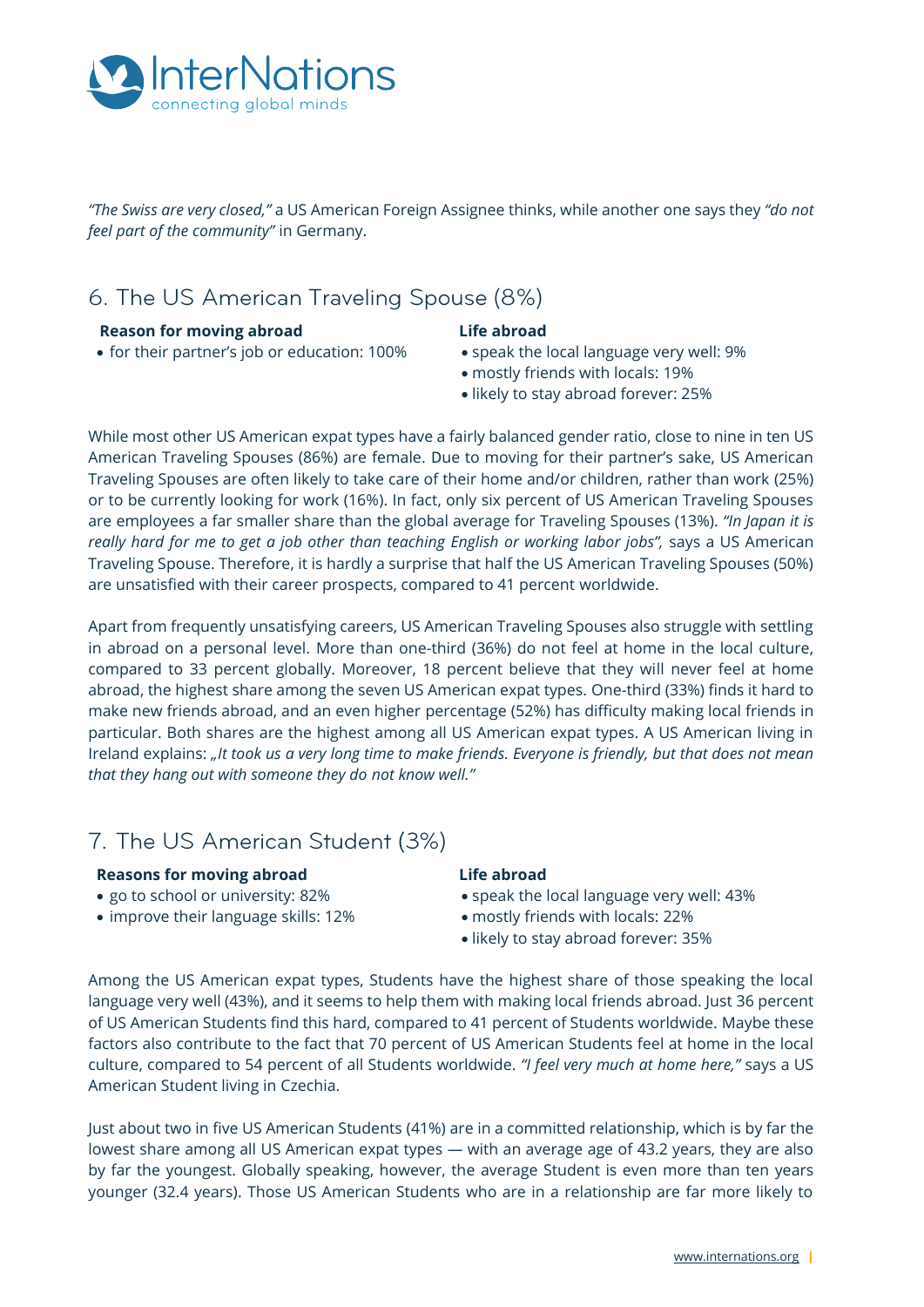*"The Swiss are very closed,"* a US American Foreign Assignee thinks, while another one says they *"do not feel part of the community"* in Germany.

## 6. The US American Traveling Spouse (8%)

**Reason for moving abroad**

- for their partner's job or education: 100%

**Life abroad**

- speak the local language very well: 9%
- mostly friends with locals: 19%
- likely to stay abroad forever: 25%

While most other US American expat types have a fairly balanced gender ratio, close to nine in ten US American Traveling Spouses (86%) are female. Due to moving for their partner's sake, US American Traveling Spouses are often likely to take care of their home and/or children, rather than work (25%) or to be currently looking for work (16%). In fact, only six percent of US American Traveling Spouses are employees a far smaller share than the global average for Traveling Spouses (13%). *"In Japan it is really hard for me to get a job other than teaching English or working labor jobs",* says a US American Traveling Spouse. Therefore, it is hardly a surprise that half the US American Traveling Spouses (50%) are unsatisfied with their career prospects, compared to 41 percent worldwide.

Apart from frequently unsatisfying careers, US American Traveling Spouses also struggle with settling in abroad on a personal level. More than one-third (36%) do not feel at home in the local culture, compared to 33 percent globally. Moreover, 18 percent believe that they will never feel at home abroad, the highest share among the seven US American expat types. One-third (33%) finds it hard to make new friends abroad, and an even higher percentage (52%) has difficulty making local friends in particular. Both shares are the highest among all US American expat types. A US American living in Ireland explains: *„It took us a very long time to make friends. Everyone is friendly, but that does not mean that they hang out with someone they do not know well."*

## 7. The US American Student (3%)

**Reasons for moving abroad**

- go to school or university: 82%
- improve their language skills: 12%

**Life abroad**

- speak the local language very well: 43%
- mostly friends with locals: 22%
- likely to stay abroad forever: 35%

Among the US American expat types, Students have the highest share of those speaking the local language very well (43%), and it seems to help them with making local friends abroad. Just 36 percent of US American Students find this hard, compared to 41 percent of Students worldwide. Maybe these factors also contribute to the fact that 70 percent of US American Students feel at home in the local culture, compared to 54 percent of all Students worldwide. *"I feel very much at home here,"* says a US American Student living in Czechia.

Just about two in five US American Students (41%) are in a committed relationship, which is by far the lowest share among all US American expat types — with an average age of 43.2 years, they are also by far the youngest. Globally speaking, however, the average Student is even more than ten years younger (32.4 years). Those US American Students who are in a relationship are far more likely to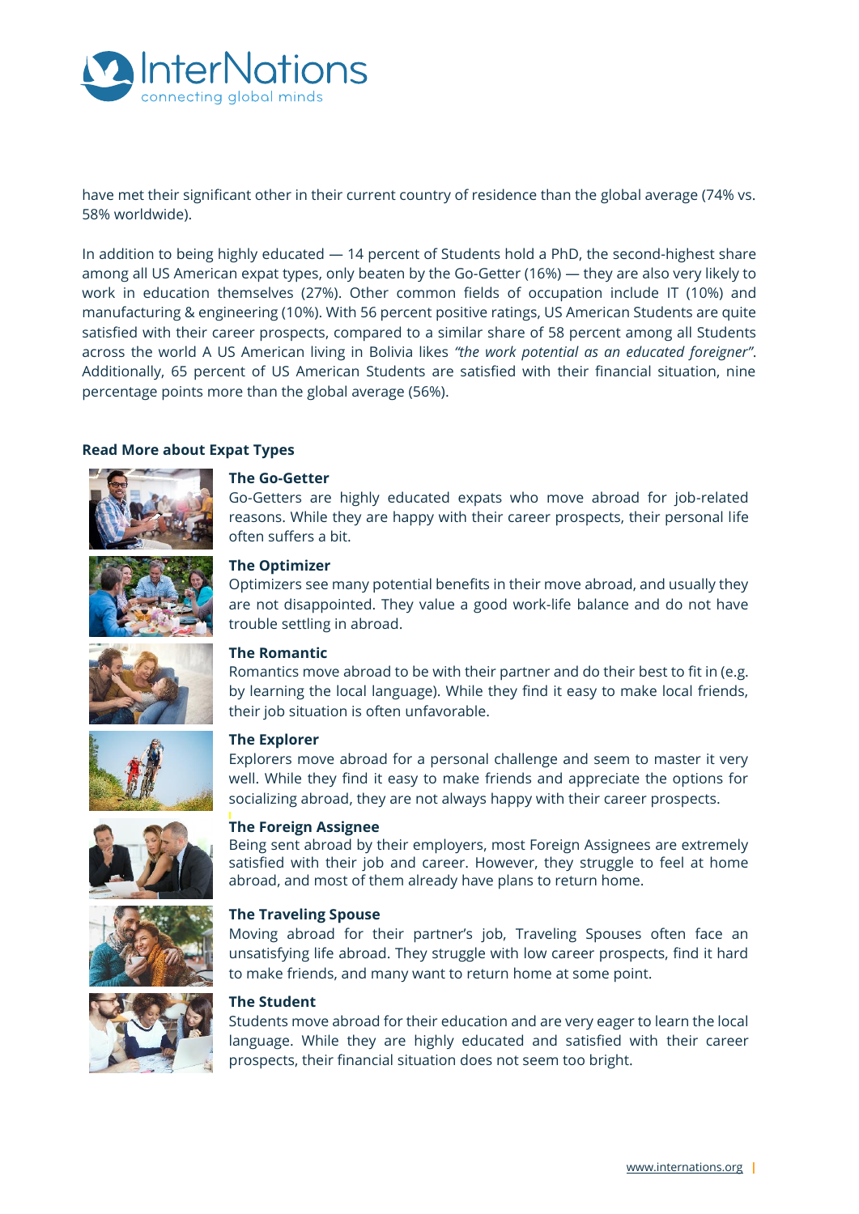have met their significant other in their current country of residence than the global average (74% vs. 58% worldwide).

In addition to being highly educated — 14 percent of Students hold a PhD, the second-highest share among all US American expat types, only beaten by the Go-Getter (16%) — they are also very likely to work in education themselves (27%). Other common fields of occupation include IT (10%) and manufacturing & engineering (10%). With 56 percent positive ratings, US American Students are quite satisfied with their career prospects, compared to a similar share of 58 percent among all Students across the world A US American living in Bolivia likes *"the work potential as an educated foreigner"*. Additionally, 65 percent of US American Students are satisfied with their financial situation, nine percentage points more than the global average (56%).

**Read More about Expat Types**

**The Go-Getter**
Go-Getters are highly educated expats who move abroad for job-related reasons. While they are happy with their career prospects, their personal life often suffers a bit.

**The Optimizer**
Optimizers see many potential benefits in their move abroad, and usually they are not disappointed. They value a good work-life balance and do not have trouble settling in abroad.

**The Romantic**
Romantics move abroad to be with their partner and do their best to fit in (e.g. by learning the local language). While they find it easy to make local friends, their job situation is often unfavorable.

**The Explorer**
Explorers move abroad for a personal challenge and seem to master it very well. While they find it easy to make friends and appreciate the options for socializing abroad, they are not always happy with their career prospects.

**The Foreign Assignee**
Being sent abroad by their employers, most Foreign Assignees are extremely satisfied with their job and career. However, they struggle to feel at home abroad, and most of them already have plans to return home.

**The Traveling Spouse**
Moving abroad for their partner's job, Traveling Spouses often face an unsatisfying life abroad. They struggle with low career prospects, find it hard to make friends, and many want to return home at some point.

**The Student**
Students move abroad for their education and are very eager to learn the local language. While they are highly educated and satisfied with their career prospects, their financial situation does not seem too bright.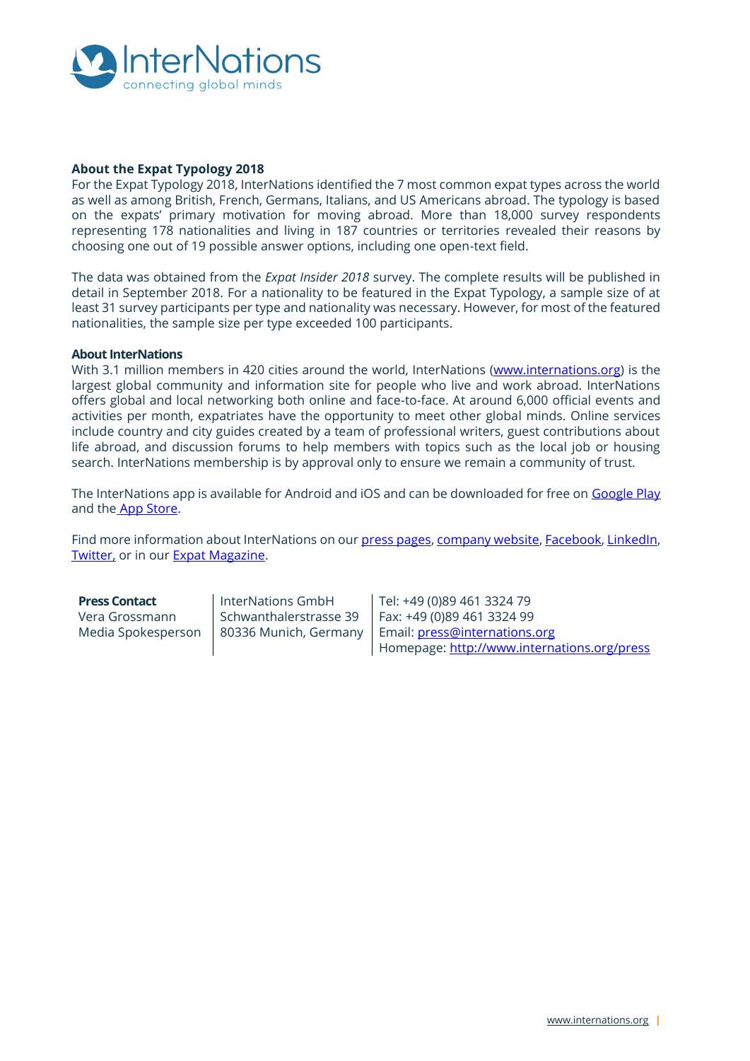**About the Expat Typology 2018**

For the Expat Typology 2018, InterNations identified the 7 most common expat types across the world as well as among British, French, Germans, Italians, and US Americans abroad. The typology is based on the expats' primary motivation for moving abroad. More than 18,000 survey respondents representing 178 nationalities and living in 187 countries or territories revealed their reasons by choosing one out of 19 possible answer options, including one open-text field.

The data was obtained from the *Expat Insider 2018* survey. The complete results will be published in detail in September 2018. For a nationality to be featured in the Expat Typology, a sample size of at least 31 survey participants per type and nationality was necessary. However, for most of the featured nationalities, the sample size per type exceeded 100 participants.

**About InterNations**

With 3.1 million members in 420 cities around the world, InterNations (www.internations.org) is the largest global community and information site for people who live and work abroad. InterNations offers global and local networking both online and face-to-face. At around 6,000 official events and activities per month, expatriates have the opportunity to meet other global minds. Online services include country and city guides created by a team of professional writers, guest contributions about life abroad, and discussion forums to help members with topics such as the local job or housing search. InterNations membership is by approval only to ensure we remain a community of trust.

The InterNations app is available for Android and iOS and can be downloaded for free on Google Play and the App Store.

Find more information about InterNations on our press pages, company website, Facebook, LinkedIn, Twitter, or in our Expat Magazine.

| | | |
|---|---|---|
| **Press Contact**<br>Vera Grossmann<br>Media Spokesperson | InterNations GmbH<br>Schwanthalerstrasse 39<br>80336 Munich, Germany | Tel: +49 (0)89 461 3324 79<br>Fax: +49 (0)89 461 3324 99<br>Email: press@internations.org<br>Homepage: http://www.internations.org/press |